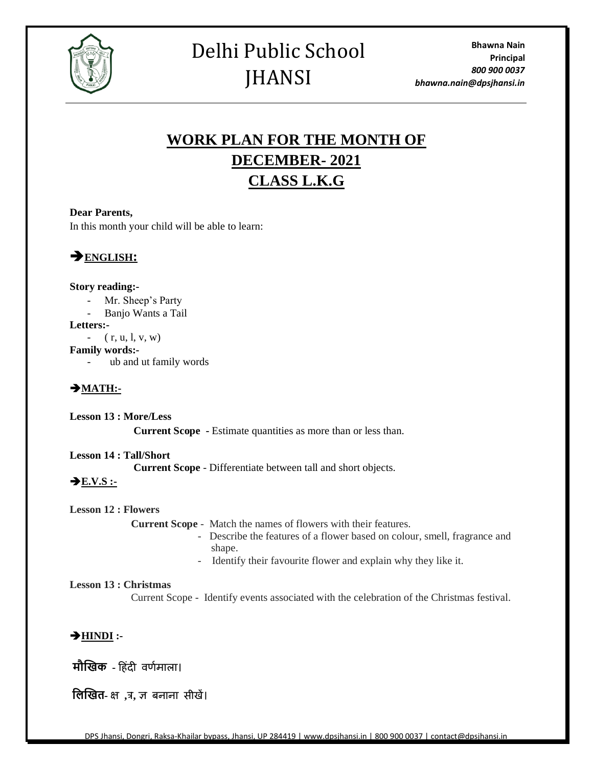# Delhi Public School JHANSI

**Bhawna Nain**
**Principal**
***800 900 0037***
***bhawna.nain@dpsjhansi.in***

## WORK PLAN FOR THE MONTH OF DECEMBER- 2021
## CLASS L.K.G

**Dear Parents,**
In this month your child will be able to learn:

### ➔ENGLISH:

**Story reading:-**

- Mr. Sheep's Party
- Banjo Wants a Tail

**Letters:-**

- ( r, u, l, v, w)

**Family words:-**

- ub and ut family words

### ➔MATH:-

**Lesson 13 : More/Less**

**Current Scope** - Estimate quantities as more than or less than.

**Lesson 14 : Tall/Short**

**Current Scope** - Differentiate between tall and short objects.

### ➔E.V.S :-

**Lesson 12 : Flowers**

**Current Scope** - Match the names of flowers with their features.
- Describe the features of a flower based on colour, smell, fragrance and shape.
- Identify their favourite flower and explain why they like it.

**Lesson 13 : Christmas**

Current Scope - Identify events associated with the celebration of the Christmas festival.

### ➔HINDI :-

**मौखिक** - हिंदी वर्णमाला।

**लिखित**- क्ष ,त्र, ज्ञ बनाना सीखें।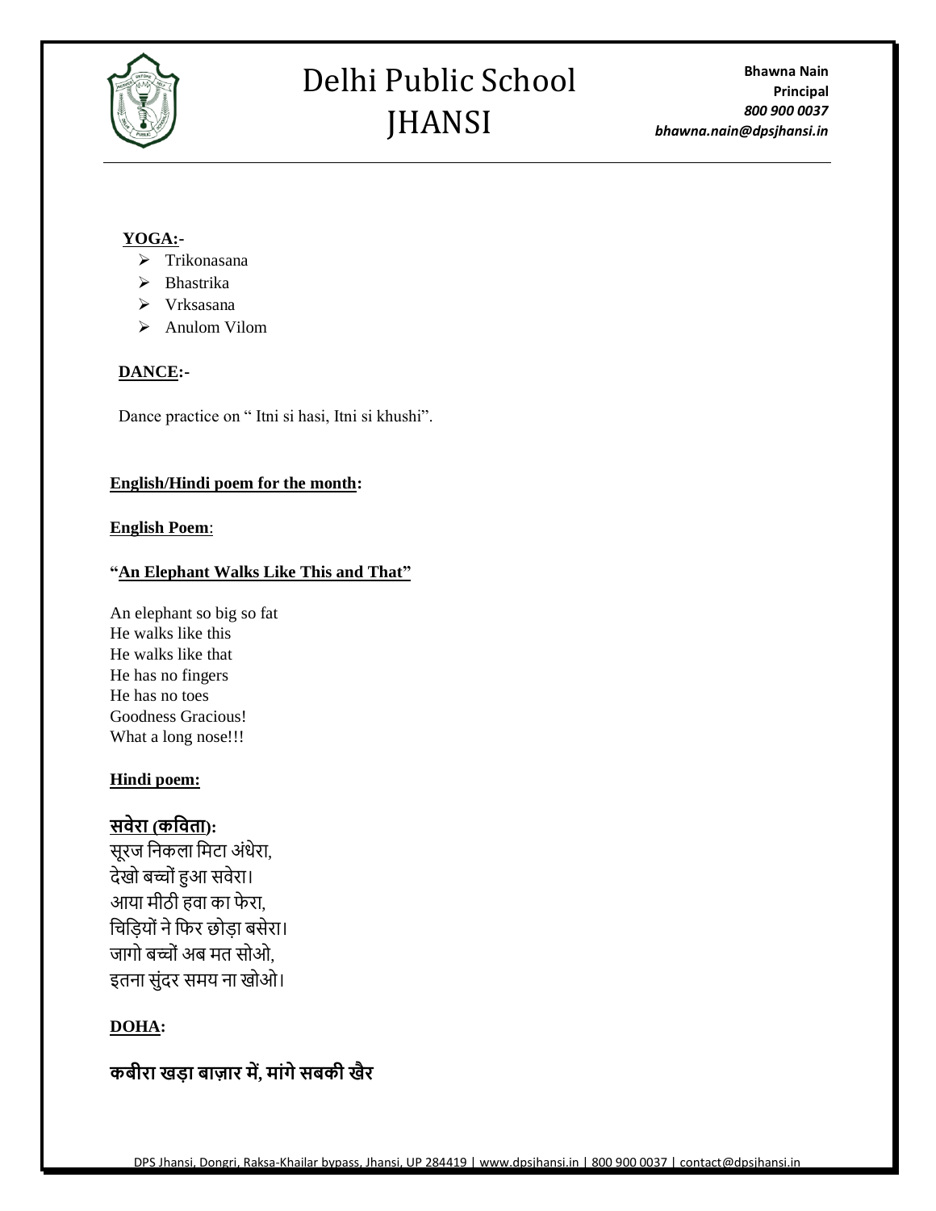**YOGA:-**

- Trikonasana
- Bhastrika
- Vrksasana
- Anulom Vilom

**DANCE:-**

Dance practice on " Itni si hasi, Itni si khushi".

**English/Hindi poem for the month:**

**English Poem**:

**"An Elephant Walks Like This and That"**

An elephant so big so fat
He walks like this
He walks like that
He has no fingers
He has no toes
Goodness Gracious!
What a long nose!!!

**Hindi poem:**

**सवेरा (कविता):**
सूरज निकला मिटा अंधेरा,
देखो बच्चों हुआ सवेरा।
आया मीठी हवा का फेरा,
चिड़ियों ने फिर छोड़ा बसेरा।
जागो बच्चों अब मत सोओ,
इतना सुंदर समय ना खोओ।

**DOHA:**

**कबीरा खड़ा बाज़ार में, मांगे सबकी खैर**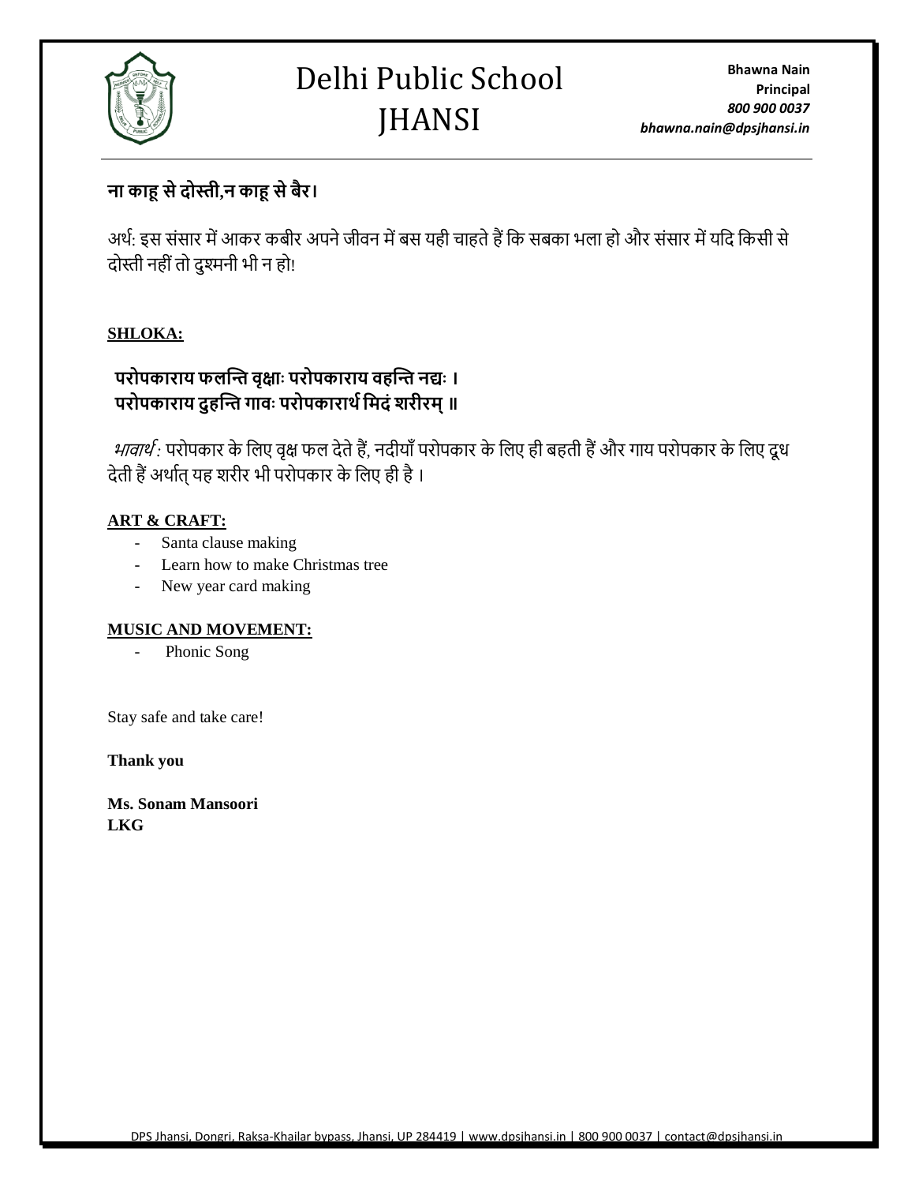**ना काहू से दोस्ती,न काहू से बैर।**

अर्थ: इस संसार में आकर कबीर अपने जीवन में बस यही चाहते हैं कि सबका भला हो और संसार में यदि किसी से दोस्ती नहीं तो दुश्मनी भी न हो!

**SHLOKA:**

**परोपकाराय फलन्ति वृक्षाः परोपकाराय वहन्ति नद्यः ।**
**परोपकाराय दुहन्ति गावः परोपकारार्थ मिदं शरीरम् ॥**

*भावार्थ :* परोपकार के लिए वृक्ष फल देते हैं, नदीयाँ परोपकार के लिए ही बहती हैं और गाय परोपकार के लिए दूध देती हैं अर्थात् यह शरीर भी परोपकार के लिए ही है ।

**ART & CRAFT:**

- Santa clause making
- Learn how to make Christmas tree
- New year card making

**MUSIC AND MOVEMENT:**

- Phonic Song

Stay safe and take care!

**Thank you**

**Ms. Sonam Mansoori**
**LKG**